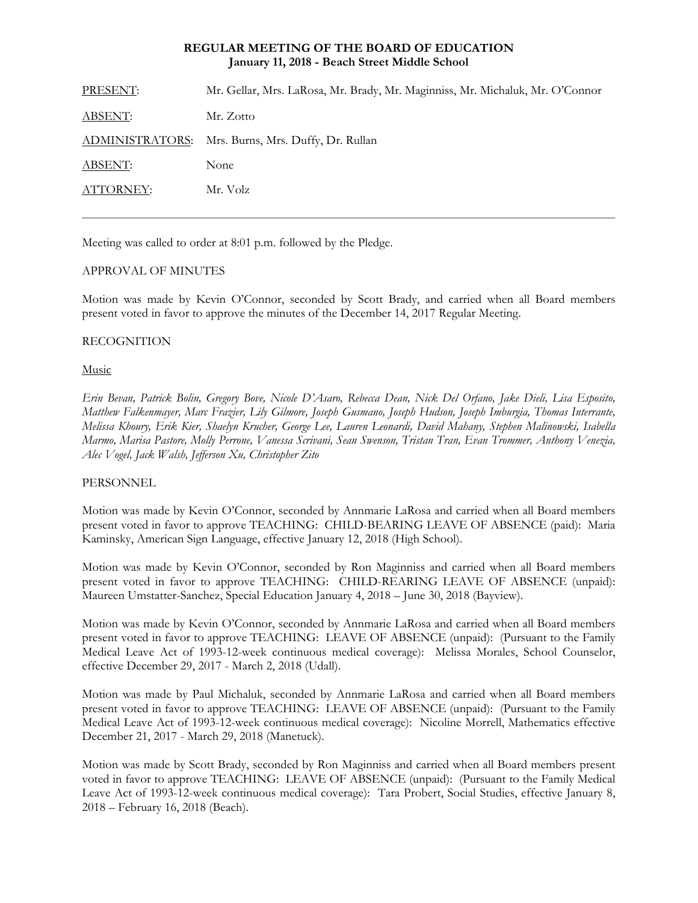# REGULAR MEETING OF THE BOARD OF EDUCATION
**January 11, 2018 - Beach Street Middle School**

| | |
|---|---|
| PRESENT: | Mr. Gellar, Mrs. LaRosa, Mr. Brady, Mr. Maginniss, Mr. Michaluk, Mr. O'Connor |
| ABSENT: | Mr. Zotto |
| ADMINISTRATORS: | Mrs. Burns, Mrs. Duffy, Dr. Rullan |
| ABSENT: | None |
| ATTORNEY: | Mr. Volz |

---

Meeting was called to order at 8:01 p.m. followed by the Pledge.

APPROVAL OF MINUTES

Motion was made by Kevin O'Connor, seconded by Scott Brady, and carried when all Board members present voted in favor to approve the minutes of the December 14, 2017 Regular Meeting.

RECOGNITION

Music

*Erin Bevan, Patrick Bolin, Gregory Bove, Nicole D'Asaro, Rebecca Dean, Nick Del Orfano, Jake Dieli, Lisa Esposito, Matthew Falkenmayer, Marc Frazier, Lily Gilmore, Joseph Gusmano, Joseph Hudson, Joseph Imburgia, Thomas Interrante, Melissa Khoury, Erik Kier, Shaelyn Krucher, George Lee, Lauren Leonardi, David Mahany, Stephen Malinowski, Isabella Marmo, Marisa Pastore, Molly Perrone, Vanessa Scrivani, Sean Swenson, Tristan Tran, Evan Trommer, Anthony Venezia, Alec Vogel, Jack Walsh, Jefferson Xu, Christopher Zito*

PERSONNEL

Motion was made by Kevin O'Connor, seconded by Annmarie LaRosa and carried when all Board members present voted in favor to approve TEACHING: CHILD-BEARING LEAVE OF ABSENCE (paid): Maria Kaminsky, American Sign Language, effective January 12, 2018 (High School).

Motion was made by Kevin O'Connor, seconded by Ron Maginniss and carried when all Board members present voted in favor to approve TEACHING: CHILD-REARING LEAVE OF ABSENCE (unpaid): Maureen Umstatter-Sanchez, Special Education January 4, 2018 – June 30, 2018 (Bayview).

Motion was made by Kevin O'Connor, seconded by Annmarie LaRosa and carried when all Board members present voted in favor to approve TEACHING: LEAVE OF ABSENCE (unpaid): (Pursuant to the Family Medical Leave Act of 1993-12-week continuous medical coverage): Melissa Morales, School Counselor, effective December 29, 2017 - March 2, 2018 (Udall).

Motion was made by Paul Michaluk, seconded by Annmarie LaRosa and carried when all Board members present voted in favor to approve TEACHING: LEAVE OF ABSENCE (unpaid): (Pursuant to the Family Medical Leave Act of 1993-12-week continuous medical coverage): Nicoline Morrell, Mathematics effective December 21, 2017 - March 29, 2018 (Manetuck).

Motion was made by Scott Brady, seconded by Ron Maginniss and carried when all Board members present voted in favor to approve TEACHING: LEAVE OF ABSENCE (unpaid): (Pursuant to the Family Medical Leave Act of 1993-12-week continuous medical coverage): Tara Probert, Social Studies, effective January 8, 2018 – February 16, 2018 (Beach).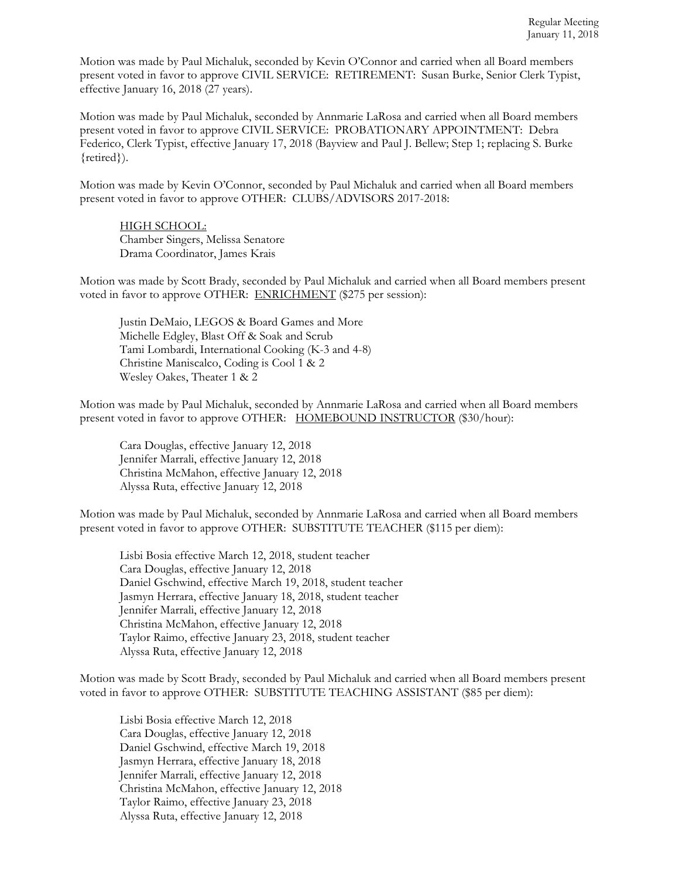Motion was made by Paul Michaluk, seconded by Kevin O'Connor and carried when all Board members present voted in favor to approve CIVIL SERVICE: RETIREMENT: Susan Burke, Senior Clerk Typist, effective January 16, 2018 (27 years).

Motion was made by Paul Michaluk, seconded by Annmarie LaRosa and carried when all Board members present voted in favor to approve CIVIL SERVICE: PROBATIONARY APPOINTMENT: Debra Federico, Clerk Typist, effective January 17, 2018 (Bayview and Paul J. Bellew; Step 1; replacing S. Burke {retired}).

Motion was made by Kevin O'Connor, seconded by Paul Michaluk and carried when all Board members present voted in favor to approve OTHER: CLUBS/ADVISORS 2017-2018:

<u>HIGH SCHOOL:</u>
Chamber Singers, Melissa Senatore
Drama Coordinator, James Krais

Motion was made by Scott Brady, seconded by Paul Michaluk and carried when all Board members present voted in favor to approve OTHER: <u>ENRICHMENT</u> ($275 per session):

Justin DeMaio, LEGOS & Board Games and More
Michelle Edgley, Blast Off & Soak and Scrub
Tami Lombardi, International Cooking (K-3 and 4-8)
Christine Maniscalco, Coding is Cool 1 & 2
Wesley Oakes, Theater 1 & 2

Motion was made by Paul Michaluk, seconded by Annmarie LaRosa and carried when all Board members present voted in favor to approve OTHER: <u>HOMEBOUND INSTRUCTOR</u> ($30/hour):

Cara Douglas, effective January 12, 2018
Jennifer Marrali, effective January 12, 2018
Christina McMahon, effective January 12, 2018
Alyssa Ruta, effective January 12, 2018

Motion was made by Paul Michaluk, seconded by Annmarie LaRosa and carried when all Board members present voted in favor to approve OTHER: SUBSTITUTE TEACHER ($115 per diem):

Lisbi Bosia effective March 12, 2018, student teacher
Cara Douglas, effective January 12, 2018
Daniel Gschwind, effective March 19, 2018, student teacher
Jasmyn Herrara, effective January 18, 2018, student teacher
Jennifer Marrali, effective January 12, 2018
Christina McMahon, effective January 12, 2018
Taylor Raimo, effective January 23, 2018, student teacher
Alyssa Ruta, effective January 12, 2018

Motion was made by Scott Brady, seconded by Paul Michaluk and carried when all Board members present voted in favor to approve OTHER: SUBSTITUTE TEACHING ASSISTANT ($85 per diem):

Lisbi Bosia effective March 12, 2018
Cara Douglas, effective January 12, 2018
Daniel Gschwind, effective March 19, 2018
Jasmyn Herrara, effective January 18, 2018
Jennifer Marrali, effective January 12, 2018
Christina McMahon, effective January 12, 2018
Taylor Raimo, effective January 23, 2018
Alyssa Ruta, effective January 12, 2018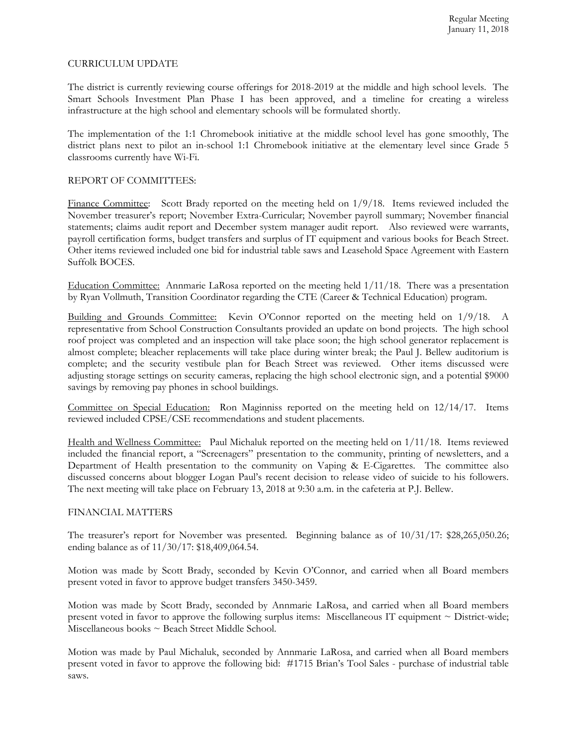## CURRICULUM UPDATE

The district is currently reviewing course offerings for 2018-2019 at the middle and high school levels. The Smart Schools Investment Plan Phase I has been approved, and a timeline for creating a wireless infrastructure at the high school and elementary schools will be formulated shortly.

The implementation of the 1:1 Chromebook initiative at the middle school level has gone smoothly, The district plans next to pilot an in-school 1:1 Chromebook initiative at the elementary level since Grade 5 classrooms currently have Wi-Fi.

## REPORT OF COMMITTEES:

Finance Committee: Scott Brady reported on the meeting held on 1/9/18. Items reviewed included the November treasurer's report; November Extra-Curricular; November payroll summary; November financial statements; claims audit report and December system manager audit report. Also reviewed were warrants, payroll certification forms, budget transfers and surplus of IT equipment and various books for Beach Street. Other items reviewed included one bid for industrial table saws and Leasehold Space Agreement with Eastern Suffolk BOCES.

Education Committee: Annmarie LaRosa reported on the meeting held 1/11/18. There was a presentation by Ryan Vollmuth, Transition Coordinator regarding the CTE (Career & Technical Education) program.

Building and Grounds Committee: Kevin O'Connor reported on the meeting held on 1/9/18. A representative from School Construction Consultants provided an update on bond projects. The high school roof project was completed and an inspection will take place soon; the high school generator replacement is almost complete; bleacher replacements will take place during winter break; the Paul J. Bellew auditorium is complete; and the security vestibule plan for Beach Street was reviewed. Other items discussed were adjusting storage settings on security cameras, replacing the high school electronic sign, and a potential $9000 savings by removing pay phones in school buildings.

Committee on Special Education: Ron Maginniss reported on the meeting held on 12/14/17. Items reviewed included CPSE/CSE recommendations and student placements.

Health and Wellness Committee: Paul Michaluk reported on the meeting held on 1/11/18. Items reviewed included the financial report, a "Screenagers" presentation to the community, printing of newsletters, and a Department of Health presentation to the community on Vaping & E-Cigarettes. The committee also discussed concerns about blogger Logan Paul's recent decision to release video of suicide to his followers. The next meeting will take place on February 13, 2018 at 9:30 a.m. in the cafeteria at P.J. Bellew.

## FINANCIAL MATTERS

The treasurer's report for November was presented. Beginning balance as of 10/31/17: $28,265,050.26; ending balance as of 11/30/17: $18,409,064.54.

Motion was made by Scott Brady, seconded by Kevin O'Connor, and carried when all Board members present voted in favor to approve budget transfers 3450-3459.

Motion was made by Scott Brady, seconded by Annmarie LaRosa, and carried when all Board members present voted in favor to approve the following surplus items: Miscellaneous IT equipment ~ District-wide; Miscellaneous books ~ Beach Street Middle School.

Motion was made by Paul Michaluk, seconded by Annmarie LaRosa, and carried when all Board members present voted in favor to approve the following bid: #1715 Brian's Tool Sales - purchase of industrial table saws.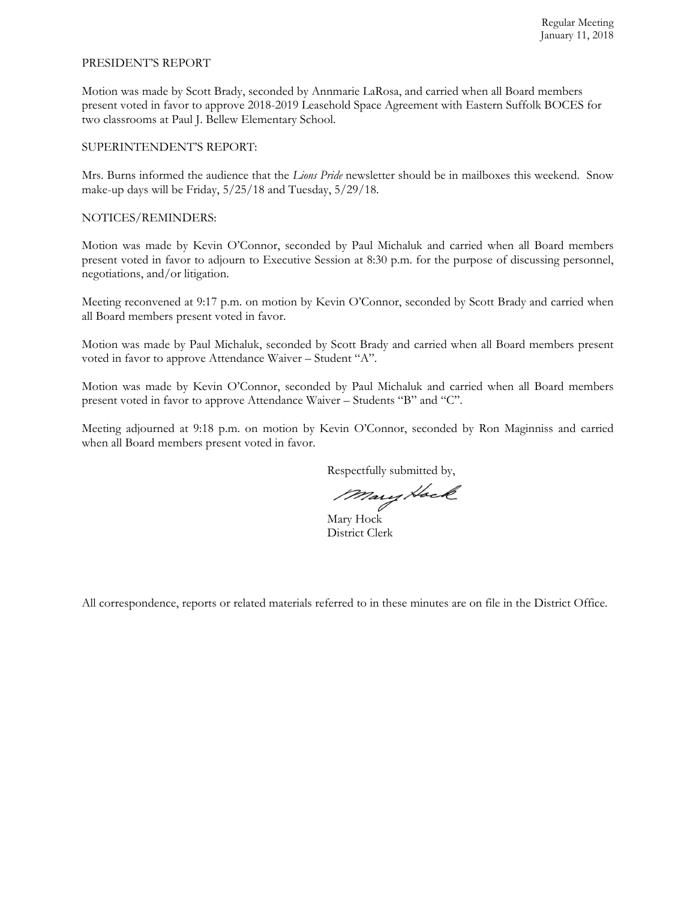PRESIDENT'S REPORT

Motion was made by Scott Brady, seconded by Annmarie LaRosa, and carried when all Board members present voted in favor to approve 2018-2019 Leasehold Space Agreement with Eastern Suffolk BOCES for two classrooms at Paul J. Bellew Elementary School.

SUPERINTENDENT'S REPORT:

Mrs. Burns informed the audience that the *Lions Pride* newsletter should be in mailboxes this weekend. Snow make-up days will be Friday, 5/25/18 and Tuesday, 5/29/18.

NOTICES/REMINDERS:

Motion was made by Kevin O'Connor, seconded by Paul Michaluk and carried when all Board members present voted in favor to adjourn to Executive Session at 8:30 p.m. for the purpose of discussing personnel, negotiations, and/or litigation.

Meeting reconvened at 9:17 p.m. on motion by Kevin O'Connor, seconded by Scott Brady and carried when all Board members present voted in favor.

Motion was made by Paul Michaluk, seconded by Scott Brady and carried when all Board members present voted in favor to approve Attendance Waiver – Student "A".

Motion was made by Kevin O'Connor, seconded by Paul Michaluk and carried when all Board members present voted in favor to approve Attendance Waiver – Students "B" and "C".

Meeting adjourned at 9:18 p.m. on motion by Kevin O'Connor, seconded by Ron Maginniss and carried when all Board members present voted in favor.

Respectfully submitted by,

Mary Hock

Mary Hock
District Clerk

All correspondence, reports or related materials referred to in these minutes are on file in the District Office.